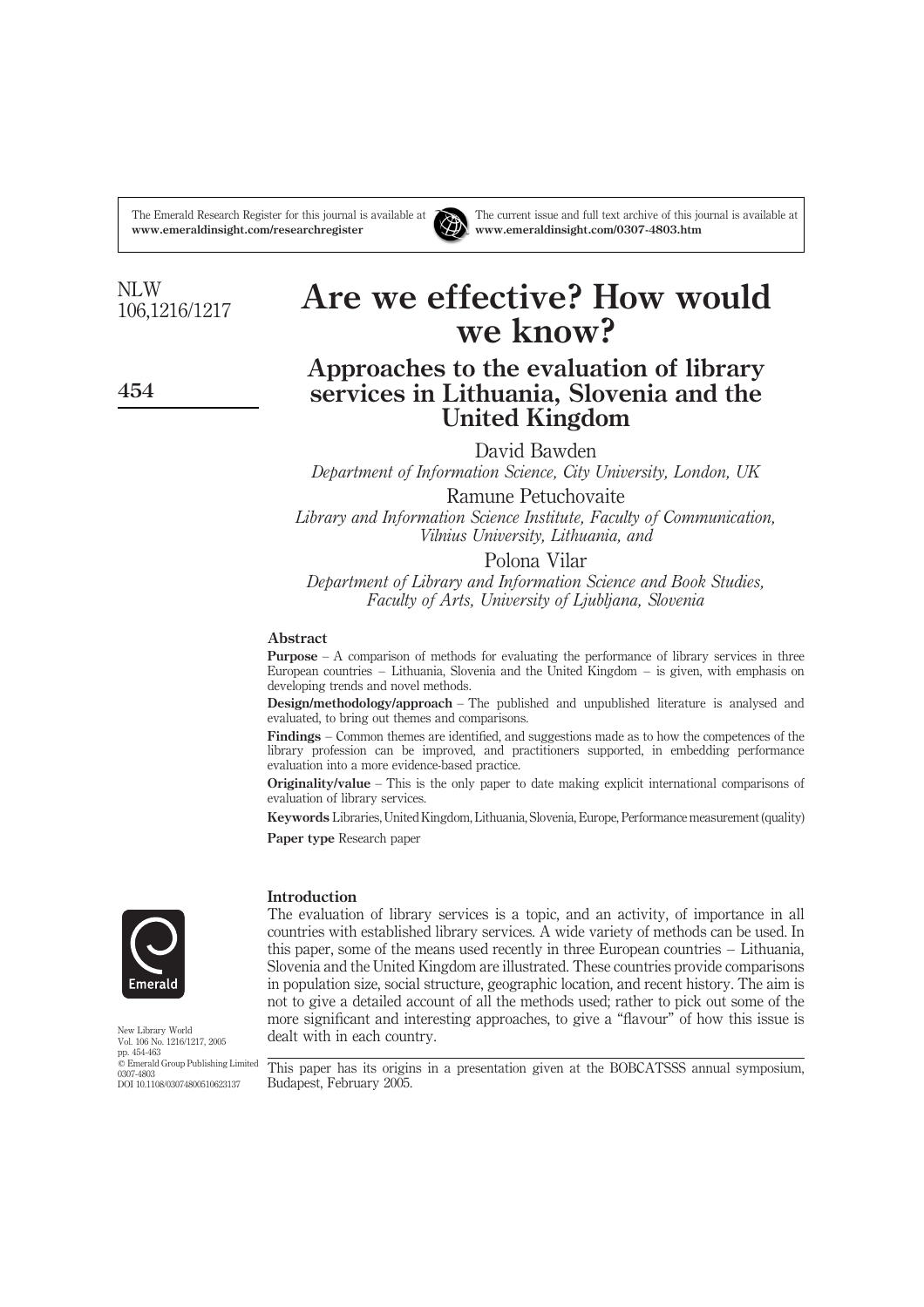# Are we effective? How would we know?

## Approaches to the evaluation of library services in Lithuania, Slovenia and the United Kingdom

David Bawden

*Department of Information Science, City University, London, UK*

Ramune Petuchovaite

*Library and Information Science Institute, Faculty of Communication, Vilnius University, Lithuania, and*

Polona Vilar

*Department of Library and Information Science and Book Studies, Faculty of Arts, University of Ljubljana, Slovenia*

### Abstract

**Purpose** – A comparison of methods for evaluating the performance of library services in three European countries – Lithuania, Slovenia and the United Kingdom – is given, with emphasis on developing trends and novel methods.

**Design/methodology/approach** – The published and unpublished literature is analysed and evaluated, to bring out themes and comparisons.

**Findings** – Common themes are identified, and suggestions made as to how the competences of the library profession can be improved, and practitioners supported, in embedding performance evaluation into a more evidence-based practice.

**Originality/value** – This is the only paper to date making explicit international comparisons of evaluation of library services.

**Keywords** Libraries, United Kingdom, Lithuania, Slovenia, Europe, Performance measurement (quality)

**Paper type** Research paper

### Introduction

The evaluation of library services is a topic, and an activity, of importance in all countries with established library services. A wide variety of methods can be used. In this paper, some of the means used recently in three European countries – Lithuania, Slovenia and the United Kingdom are illustrated. These countries provide comparisons in population size, social structure, geographic location, and recent history. The aim is not to give a detailed account of all the methods used; rather to pick out some of the more significant and interesting approaches, to give a "flavour" of how this issue is dealt with in each country.

This paper has its origins in a presentation given at the BOBCATSSS annual symposium, Budapest, February 2005.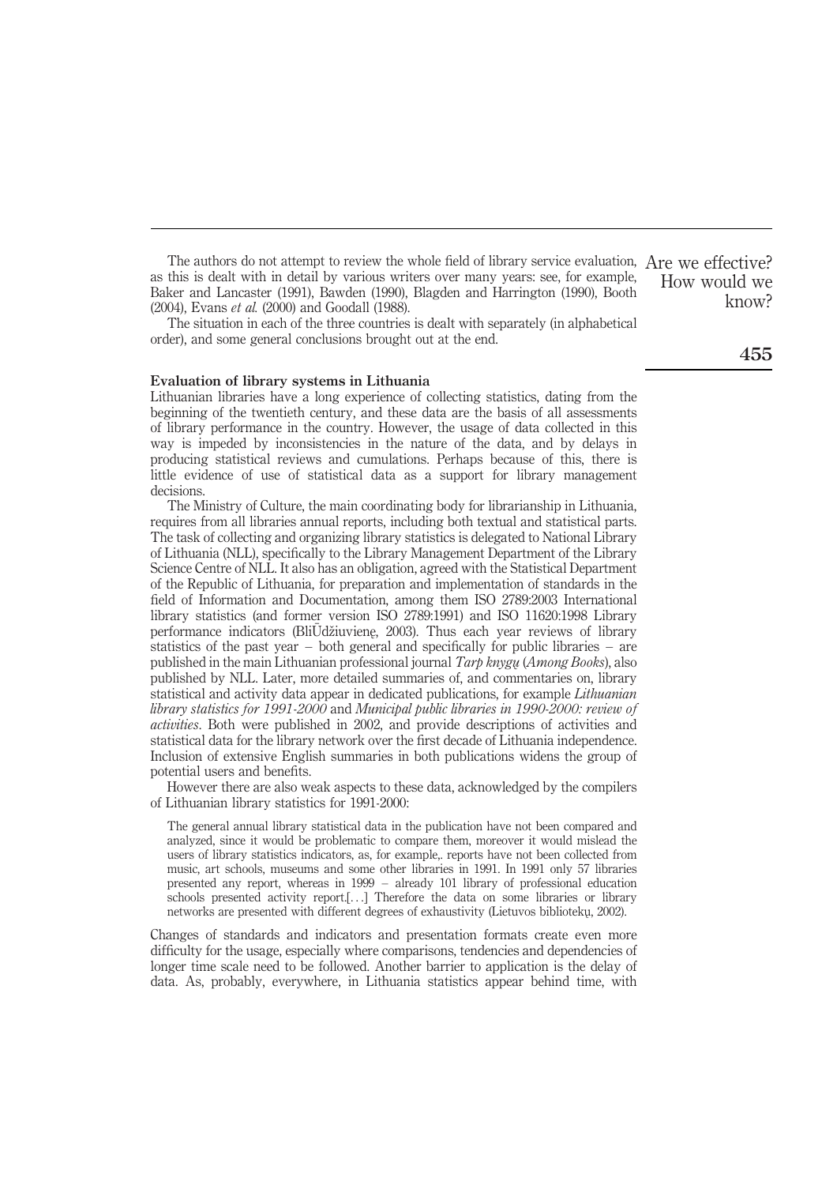The authors do not attempt to review the whole field of library service evaluation, as this is dealt with in detail by various writers over many years: see, for example, Baker and Lancaster (1991), Bawden (1990), Blagden and Harrington (1990), Booth (2004), Evans *et al.* (2000) and Goodall (1988).

The situation in each of the three countries is dealt with separately (in alphabetical order), and some general conclusions brought out at the end.

## Evaluation of library systems in Lithuania

Lithuanian libraries have a long experience of collecting statistics, dating from the beginning of the twentieth century, and these data are the basis of all assessments of library performance in the country. However, the usage of data collected in this way is impeded by inconsistencies in the nature of the data, and by delays in producing statistical reviews and cumulations. Perhaps because of this, there is little evidence of use of statistical data as a support for library management decisions.

The Ministry of Culture, the main coordinating body for librarianship in Lithuania, requires from all libraries annual reports, including both textual and statistical parts. The task of collecting and organizing library statistics is delegated to National Library of Lithuania (NLL), specifically to the Library Management Department of the Library Science Centre of NLL. It also has an obligation, agreed with the Statistical Department of the Republic of Lithuania, for preparation and implementation of standards in the field of Information and Documentation, among them ISO 2789:2003 International library statistics (and former version ISO 2789:1991) and ISO 11620:1998 Library performance indicators (BliŪdžiuvienė, 2003). Thus each year reviews of library statistics of the past year – both general and specifically for public libraries – are published in the main Lithuanian professional journal *Tarp knygų* (*Among Books*), also published by NLL. Later, more detailed summaries of, and commentaries on, library statistical and activity data appear in dedicated publications, for example *Lithuanian library statistics for 1991-2000* and *Municipal public libraries in 1990-2000: review of activities*. Both were published in 2002, and provide descriptions of activities and statistical data for the library network over the first decade of Lithuania independence. Inclusion of extensive English summaries in both publications widens the group of potential users and benefits.

However there are also weak aspects to these data, acknowledged by the compilers of Lithuanian library statistics for 1991-2000:

> The general annual library statistical data in the publication have not been compared and analyzed, since it would be problematic to compare them, moreover it would mislead the users of library statistics indicators, as, for example,. reports have not been collected from music, art schools, museums and some other libraries in 1991. In 1991 only 57 libraries presented any report, whereas in 1999 – already 101 library of professional education schools presented activity report.[...] Therefore the data on some libraries or library networks are presented with different degrees of exhaustivity (Lietuvos bibliotekų, 2002).

Changes of standards and indicators and presentation formats create even more difficulty for the usage, especially where comparisons, tendencies and dependencies of longer time scale need to be followed. Another barrier to application is the delay of data. As, probably, everywhere, in Lithuania statistics appear behind time, with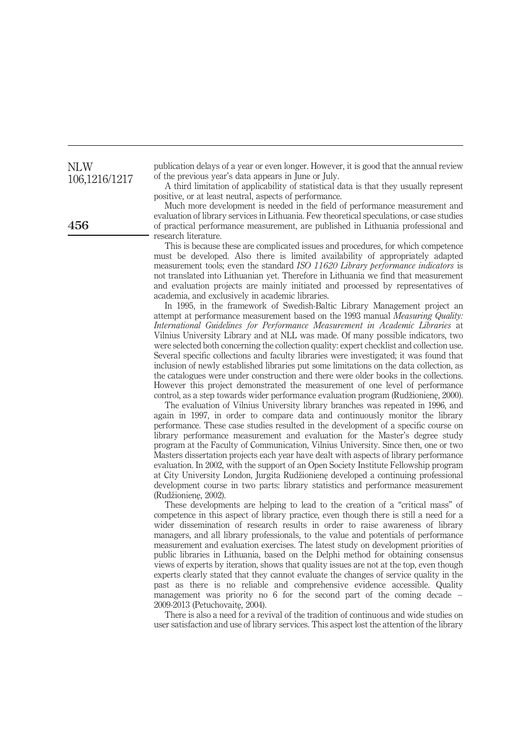publication delays of a year or even longer. However, it is good that the annual review of the previous year's data appears in June or July.

A third limitation of applicability of statistical data is that they usually represent positive, or at least neutral, aspects of performance.

Much more development is needed in the field of performance measurement and evaluation of library services in Lithuania. Few theoretical speculations, or case studies of practical performance measurement, are published in Lithuania professional and research literature.

This is because these are complicated issues and procedures, for which competence must be developed. Also there is limited availability of appropriately adapted measurement tools; even the standard *ISO 11620 Library performance indicators* is not translated into Lithuanian yet. Therefore in Lithuania we find that measurement and evaluation projects are mainly initiated and processed by representatives of academia, and exclusively in academic libraries.

In 1995, in the framework of Swedish-Baltic Library Management project an attempt at performance measurement based on the 1993 manual *Measuring Quality: International Guidelines for Performance Measurement in Academic Libraries* at Vilnius University Library and at NLL was made. Of many possible indicators, two were selected both concerning the collection quality: expert checklist and collection use. Several specific collections and faculty libraries were investigated; it was found that inclusion of newly established libraries put some limitations on the data collection, as the catalogues were under construction and there were older books in the collections. However this project demonstrated the measurement of one level of performance control, as a step towards wider performance evaluation program (Rudžionienę, 2000).

The evaluation of Vilnius University library branches was repeated in 1996, and again in 1997, in order to compare data and continuously monitor the library performance. These case studies resulted in the development of a specific course on library performance measurement and evaluation for the Master's degree study program at the Faculty of Communication, Vilnius University. Since then, one or two Masters dissertation projects each year have dealt with aspects of library performance evaluation. In 2002, with the support of an Open Society Institute Fellowship program at City University London, Jurgita Rudžionienę developed a continuing professional development course in two parts: library statistics and performance measurement (Rudžionienę, 2002).

These developments are helping to lead to the creation of a "critical mass" of competence in this aspect of library practice, even though there is still a need for a wider dissemination of research results in order to raise awareness of library managers, and all library professionals, to the value and potentials of performance measurement and evaluation exercises. The latest study on development priorities of public libraries in Lithuania, based on the Delphi method for obtaining consensus views of experts by iteration, shows that quality issues are not at the top, even though experts clearly stated that they cannot evaluate the changes of service quality in the past as there is no reliable and comprehensive evidence accessible. Quality management was priority no 6 for the second part of the coming decade – 2009-2013 (Petuchovaitę, 2004).

There is also a need for a revival of the tradition of continuous and wide studies on user satisfaction and use of library services. This aspect lost the attention of the library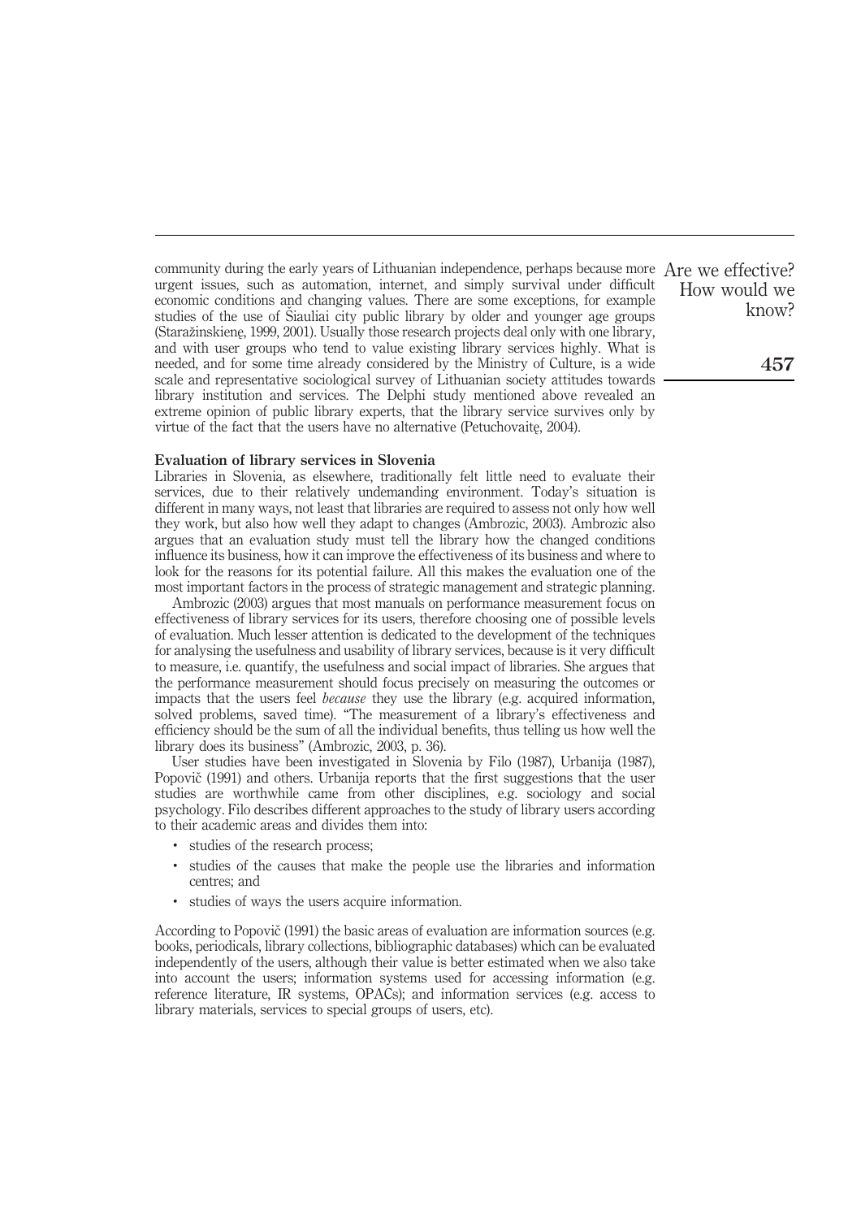community during the early years of Lithuanian independence, perhaps because more urgent issues, such as automation, internet, and simply survival under difficult economic conditions and changing values. There are some exceptions, for example studies of the use of Šiauliai city public library by older and younger age groups (Staražinskienę, 1999, 2001). Usually those research projects deal only with one library, and with user groups who tend to value existing library services highly. What is needed, and for some time already considered by the Ministry of Culture, is a wide scale and representative sociological survey of Lithuanian society attitudes towards library institution and services. The Delphi study mentioned above revealed an extreme opinion of public library experts, that the library service survives only by virtue of the fact that the users have no alternative (Petuchovaitę, 2004).

### Evaluation of library services in Slovenia

Libraries in Slovenia, as elsewhere, traditionally felt little need to evaluate their services, due to their relatively undemanding environment. Today's situation is different in many ways, not least that libraries are required to assess not only how well they work, but also how well they adapt to changes (Ambrozic, 2003). Ambrozic also argues that an evaluation study must tell the library how the changed conditions influence its business, how it can improve the effectiveness of its business and where to look for the reasons for its potential failure. All this makes the evaluation one of the most important factors in the process of strategic management and strategic planning.

Ambrozic (2003) argues that most manuals on performance measurement focus on effectiveness of library services for its users, therefore choosing one of possible levels of evaluation. Much lesser attention is dedicated to the development of the techniques for analysing the usefulness and usability of library services, because is it very difficult to measure, i.e. quantify, the usefulness and social impact of libraries. She argues that the performance measurement should focus precisely on measuring the outcomes or impacts that the users feel *because* they use the library (e.g. acquired information, solved problems, saved time). "The measurement of a library's effectiveness and efficiency should be the sum of all the individual benefits, thus telling us how well the library does its business" (Ambrozic, 2003, p. 36).

User studies have been investigated in Slovenia by Filo (1987), Urbanija (1987), Popovič (1991) and others. Urbanija reports that the first suggestions that the user studies are worthwhile came from other disciplines, e.g. sociology and social psychology. Filo describes different approaches to the study of library users according to their academic areas and divides them into:

- studies of the research process;
- studies of the causes that make the people use the libraries and information centres; and
- studies of ways the users acquire information.

According to Popovič (1991) the basic areas of evaluation are information sources (e.g. books, periodicals, library collections, bibliographic databases) which can be evaluated independently of the users, although their value is better estimated when we also take into account the users; information systems used for accessing information (e.g. reference literature, IR systems, OPACs); and information services (e.g. access to library materials, services to special groups of users, etc).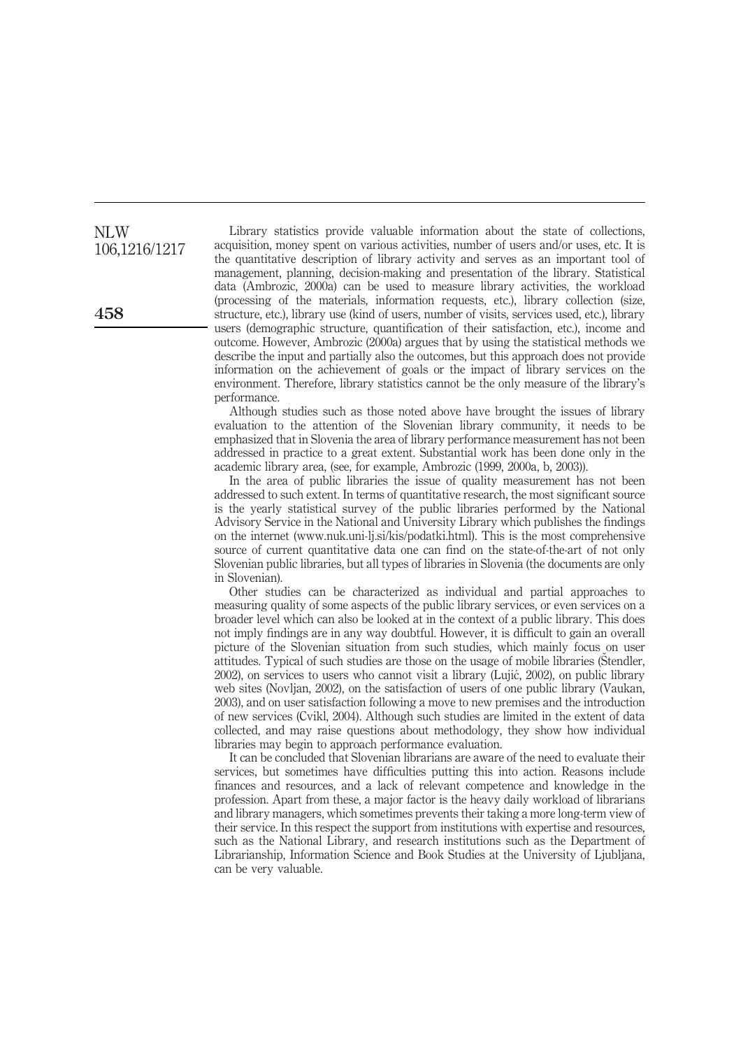Library statistics provide valuable information about the state of collections, acquisition, money spent on various activities, number of users and/or uses, etc. It is the quantitative description of library activity and serves as an important tool of management, planning, decision-making and presentation of the library. Statistical data (Ambrozic, 2000a) can be used to measure library activities, the workload (processing of the materials, information requests, etc.), library collection (size, structure, etc.), library use (kind of users, number of visits, services used, etc.), library users (demographic structure, quantification of their satisfaction, etc.), income and outcome. However, Ambrozic (2000a) argues that by using the statistical methods we describe the input and partially also the outcomes, but this approach does not provide information on the achievement of goals or the impact of library services on the environment. Therefore, library statistics cannot be the only measure of the library's performance.

Although studies such as those noted above have brought the issues of library evaluation to the attention of the Slovenian library community, it needs to be emphasized that in Slovenia the area of library performance measurement has not been addressed in practice to a great extent. Substantial work has been done only in the academic library area, (see, for example, Ambrozic (1999, 2000a, b, 2003)).

In the area of public libraries the issue of quality measurement has not been addressed to such extent. In terms of quantitative research, the most significant source is the yearly statistical survey of the public libraries performed by the National Advisory Service in the National and University Library which publishes the findings on the internet (www.nuk.uni-lj.si/kis/podatki.html). This is the most comprehensive source of current quantitative data one can find on the state-of-the-art of not only Slovenian public libraries, but all types of libraries in Slovenia (the documents are only in Slovenian).

Other studies can be characterized as individual and partial approaches to measuring quality of some aspects of the public library services, or even services on a broader level which can also be looked at in the context of a public library. This does not imply findings are in any way doubtful. However, it is difficult to gain an overall picture of the Slovenian situation from such studies, which mainly focus on user attitudes. Typical of such studies are those on the usage of mobile libraries (Štendler, 2002), on services to users who cannot visit a library (Lujić, 2002), on public library web sites (Novljan, 2002), on the satisfaction of users of one public library (Vaukan, 2003), and on user satisfaction following a move to new premises and the introduction of new services (Cvikl, 2004). Although such studies are limited in the extent of data collected, and may raise questions about methodology, they show how individual libraries may begin to approach performance evaluation.

It can be concluded that Slovenian librarians are aware of the need to evaluate their services, but sometimes have difficulties putting this into action. Reasons include finances and resources, and a lack of relevant competence and knowledge in the profession. Apart from these, a major factor is the heavy daily workload of librarians and library managers, which sometimes prevents their taking a more long-term view of their service. In this respect the support from institutions with expertise and resources, such as the National Library, and research institutions such as the Department of Librarianship, Information Science and Book Studies at the University of Ljubljana, can be very valuable.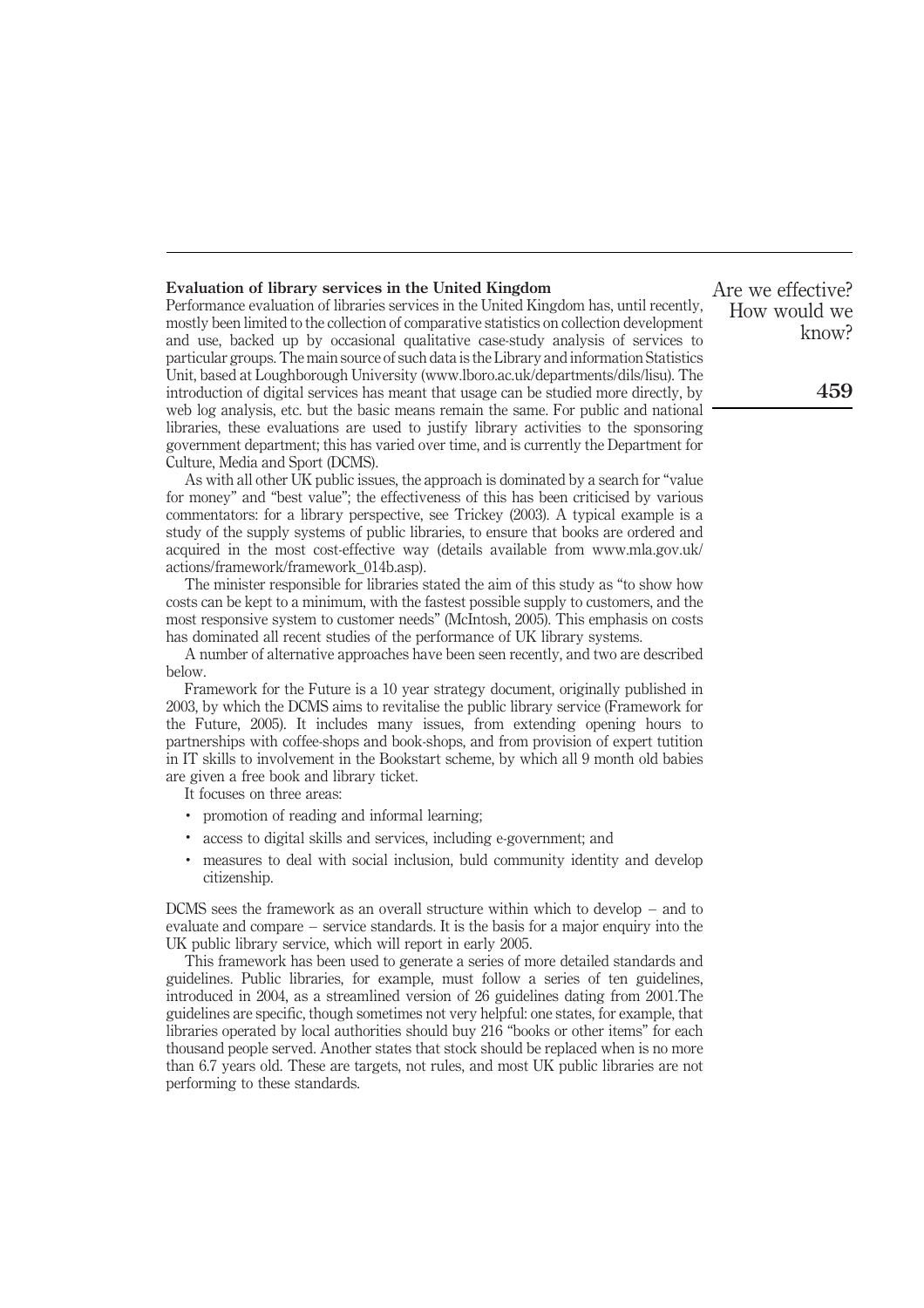### Evaluation of library services in the United Kingdom

Performance evaluation of libraries services in the United Kingdom has, until recently, mostly been limited to the collection of comparative statistics on collection development and use, backed up by occasional qualitative case-study analysis of services to particular groups. The main source of such data is the Library and information Statistics Unit, based at Loughborough University (www.lboro.ac.uk/departments/dils/lisu). The introduction of digital services has meant that usage can be studied more directly, by web log analysis, etc. but the basic means remain the same. For public and national libraries, these evaluations are used to justify library activities to the sponsoring government department; this has varied over time, and is currently the Department for Culture, Media and Sport (DCMS).

As with all other UK public issues, the approach is dominated by a search for "value for money" and "best value"; the effectiveness of this has been criticised by various commentators: for a library perspective, see Trickey (2003). A typical example is a study of the supply systems of public libraries, to ensure that books are ordered and acquired in the most cost-effective way (details available from www.mla.gov.uk/actions/framework/framework_014b.asp).

The minister responsible for libraries stated the aim of this study as "to show how costs can be kept to a minimum, with the fastest possible supply to customers, and the most responsive system to customer needs" (McIntosh, 2005). This emphasis on costs has dominated all recent studies of the performance of UK library systems.

A number of alternative approaches have been seen recently, and two are described below.

Framework for the Future is a 10 year strategy document, originally published in 2003, by which the DCMS aims to revitalise the public library service (Framework for the Future, 2005). It includes many issues, from extending opening hours to partnerships with coffee-shops and book-shops, and from provision of expert tutition in IT skills to involvement in the Bookstart scheme, by which all 9 month old babies are given a free book and library ticket.

It focuses on three areas:

- promotion of reading and informal learning;
- access to digital skills and services, including e-government; and
- measures to deal with social inclusion, buld community identity and develop citizenship.

DCMS sees the framework as an overall structure within which to develop – and to evaluate and compare – service standards. It is the basis for a major enquiry into the UK public library service, which will report in early 2005.

This framework has been used to generate a series of more detailed standards and guidelines. Public libraries, for example, must follow a series of ten guidelines, introduced in 2004, as a streamlined version of 26 guidelines dating from 2001.The guidelines are specific, though sometimes not very helpful: one states, for example, that libraries operated by local authorities should buy 216 "books or other items" for each thousand people served. Another states that stock should be replaced when is no more than 6.7 years old. These are targets, not rules, and most UK public libraries are not performing to these standards.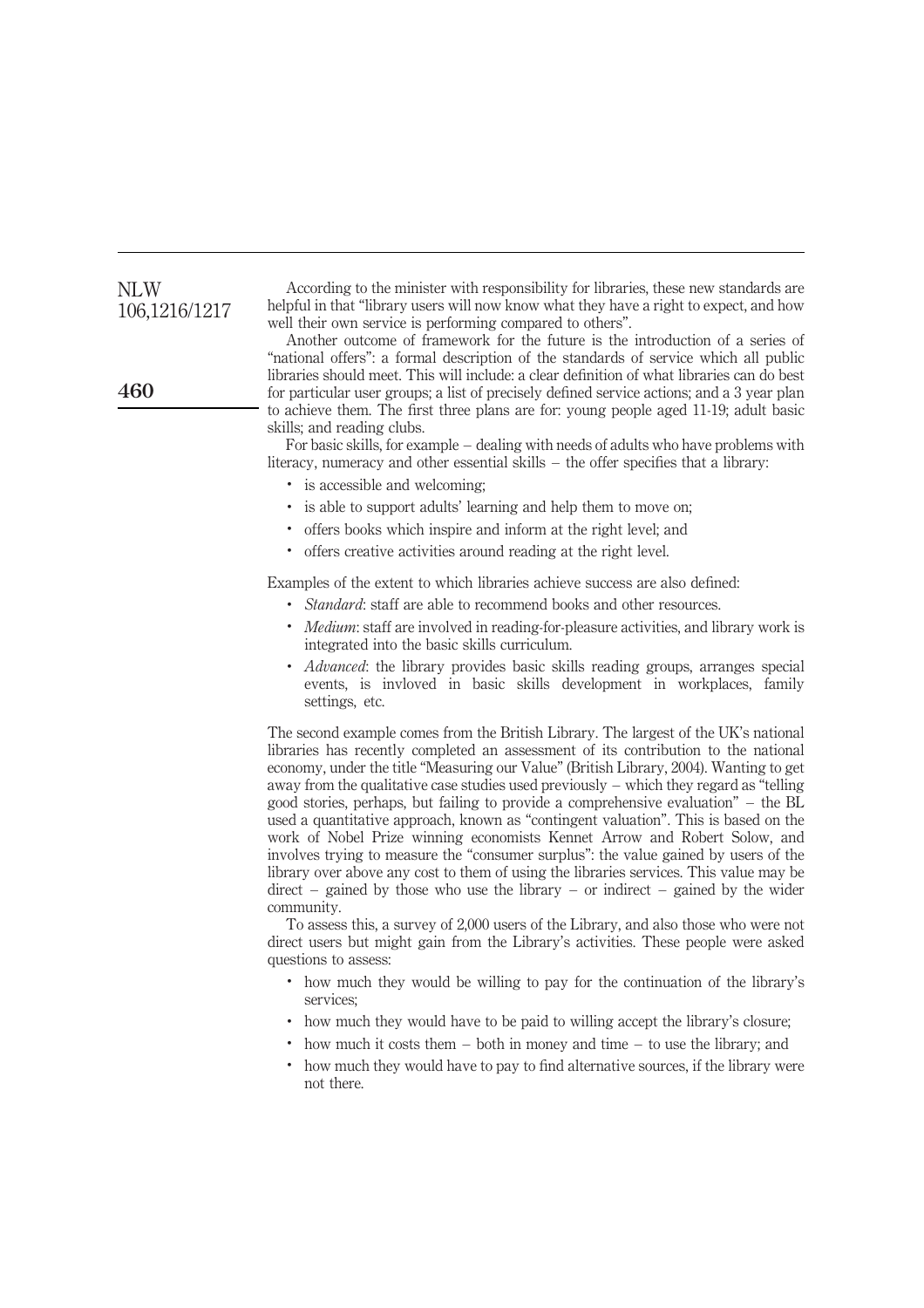According to the minister with responsibility for libraries, these new standards are helpful in that "library users will now know what they have a right to expect, and how well their own service is performing compared to others".

Another outcome of framework for the future is the introduction of a series of "national offers": a formal description of the standards of service which all public libraries should meet. This will include: a clear definition of what libraries can do best for particular user groups; a list of precisely defined service actions; and a 3 year plan to achieve them. The first three plans are for: young people aged 11-19; adult basic skills; and reading clubs.

For basic skills, for example – dealing with needs of adults who have problems with literacy, numeracy and other essential skills – the offer specifies that a library:

- is accessible and welcoming;
- is able to support adults' learning and help them to move on;
- offers books which inspire and inform at the right level; and
- offers creative activities around reading at the right level.

Examples of the extent to which libraries achieve success are also defined:

- *Standard*: staff are able to recommend books and other resources.
- *Medium*: staff are involved in reading-for-pleasure activities, and library work is integrated into the basic skills curriculum.
- *Advanced*: the library provides basic skills reading groups, arranges special events, is invloved in basic skills development in workplaces, family settings, etc.

The second example comes from the British Library. The largest of the UK's national libraries has recently completed an assessment of its contribution to the national economy, under the title "Measuring our Value" (British Library, 2004). Wanting to get away from the qualitative case studies used previously – which they regard as "telling good stories, perhaps, but failing to provide a comprehensive evaluation" – the BL used a quantitative approach, known as "contingent valuation". This is based on the work of Nobel Prize winning economists Kennet Arrow and Robert Solow, and involves trying to measure the "consumer surplus": the value gained by users of the library over above any cost to them of using the libraries services. This value may be direct – gained by those who use the library – or indirect – gained by the wider community.

To assess this, a survey of 2,000 users of the Library, and also those who were not direct users but might gain from the Library's activities. These people were asked questions to assess:

- how much they would be willing to pay for the continuation of the library's services;
- how much they would have to be paid to willing accept the library's closure;
- how much it costs them – both in money and time – to use the library; and
- how much they would have to pay to find alternative sources, if the library were not there.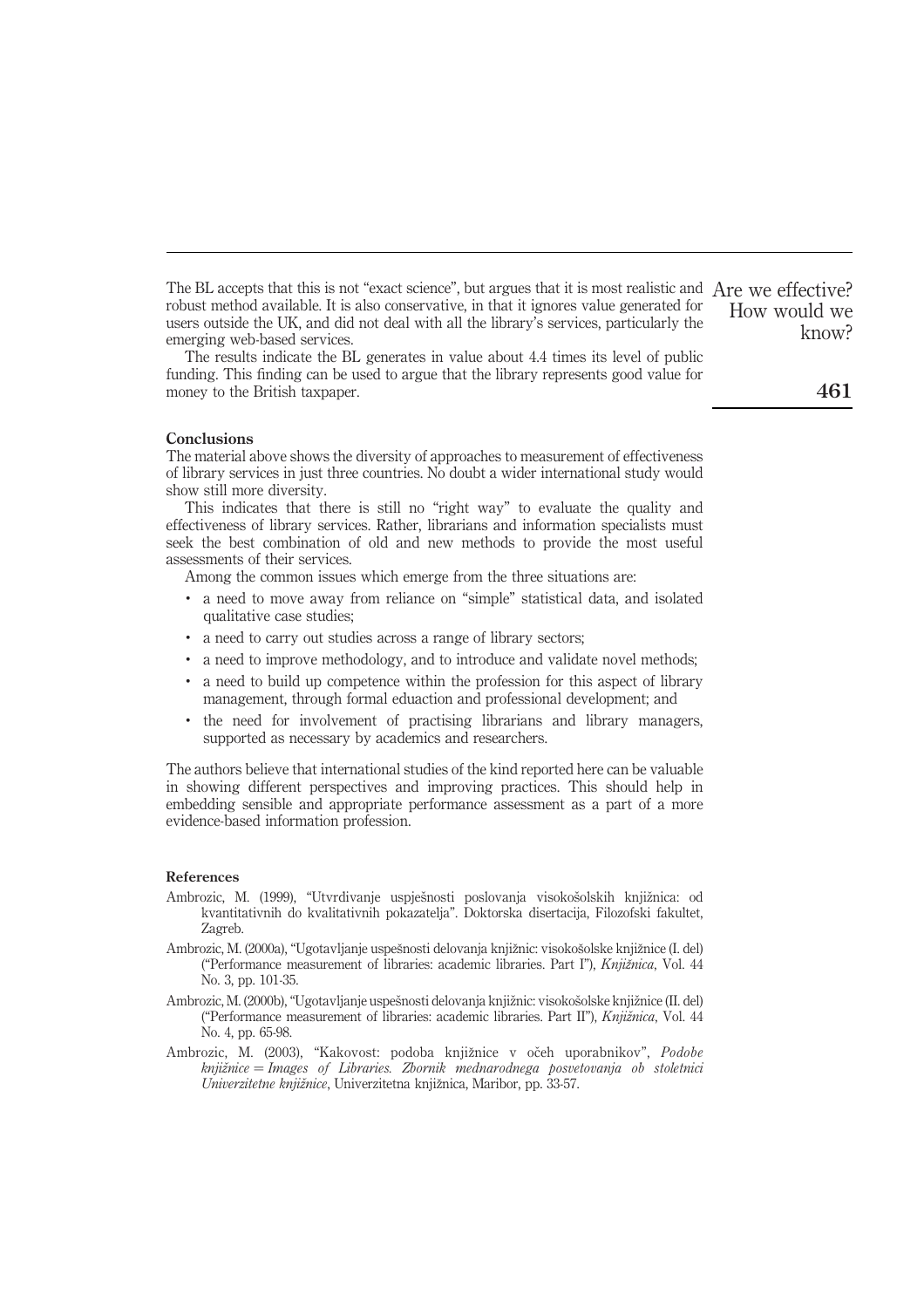The BL accepts that this is not "exact science", but argues that it is most realistic and robust method available. It is also conservative, in that it ignores value generated for users outside the UK, and did not deal with all the library's services, particularly the emerging web-based services.

The results indicate the BL generates in value about 4.4 times its level of public funding. This finding can be used to argue that the library represents good value for money to the British taxpaper.

### Conclusions

The material above shows the diversity of approaches to measurement of effectiveness of library services in just three countries. No doubt a wider international study would show still more diversity.

This indicates that there is still no "right way" to evaluate the quality and effectiveness of library services. Rather, librarians and information specialists must seek the best combination of old and new methods to provide the most useful assessments of their services.

Among the common issues which emerge from the three situations are:

- a need to move away from reliance on "simple" statistical data, and isolated qualitative case studies;
- a need to carry out studies across a range of library sectors;
- a need to improve methodology, and to introduce and validate novel methods;
- a need to build up competence within the profession for this aspect of library management, through formal eduaction and professional development; and
- the need for involvement of practising librarians and library managers, supported as necessary by academics and researchers.

The authors believe that international studies of the kind reported here can be valuable in showing different perspectives and improving practices. This should help in embedding sensible and appropriate performance assessment as a part of a more evidence-based information profession.

### References

Ambrozic, M. (1999), "Utvrdivanje uspješnosti poslovanja visokošolskih knjižnica: od kvantitativnih do kvalitativnih pokazatelja". Doktorska disertacija, Filozofski fakultet, Zagreb.

Ambrozic, M. (2000a), "Ugotavljanje uspešnosti delovanja knjižnic: visokošolske knjižnice (I. del) ("Performance measurement of libraries: academic libraries. Part I"), *Knjižnica*, Vol. 44 No. 3, pp. 101-35.

Ambrozic, M. (2000b), "Ugotavljanje uspešnosti delovanja knjižnic: visokošolske knjižnice (II. del) ("Performance measurement of libraries: academic libraries. Part II"), *Knjižnica*, Vol. 44 No. 4, pp. 65-98.

Ambrozic, M. (2003), "Kakovost: podoba knjižnice v očeh uporabnikov", *Podobe knjižnice = Images of Libraries. Zbornik mednarodnega posvetovanja ob stoletnici Univerzitetne knjižnice*, Univerzitetna knjižnica, Maribor, pp. 33-57.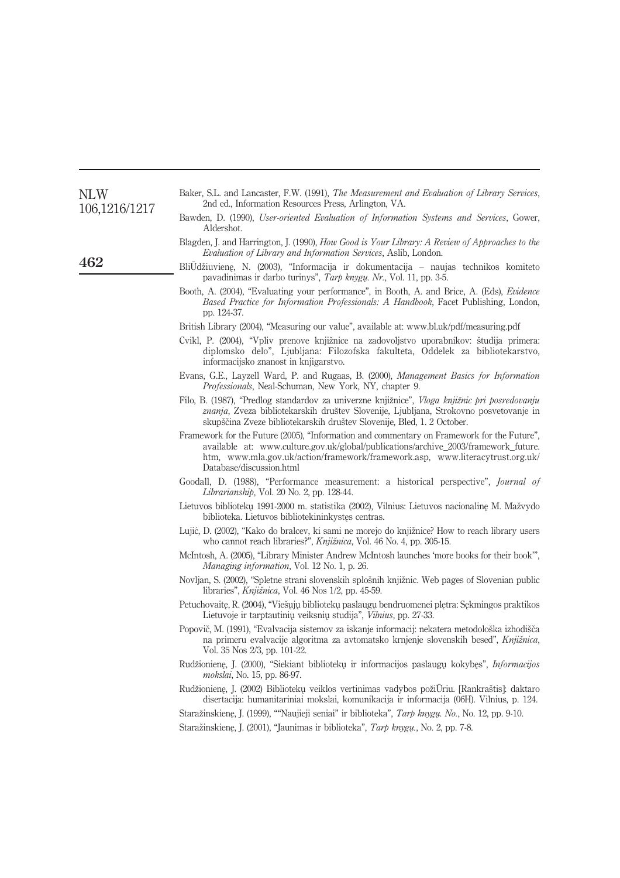Baker, S.L. and Lancaster, F.W. (1991), *The Measurement and Evaluation of Library Services*, 2nd ed., Information Resources Press, Arlington, VA.

Bawden, D. (1990), *User-oriented Evaluation of Information Systems and Services*, Gower, Aldershot.

Blagden, J. and Harrington, J. (1990), *How Good is Your Library: A Review of Approaches to the Evaluation of Library and Information Services*, Aslib, London.

BliŪdžiuvienę, N. (2003), "Informacija ir dokumentacija – naujas technikos komiteto pavadinimas ir darbo turinys", *Tarp knygų. Nr.*, Vol. 11, pp. 3-5.

Booth, A. (2004), "Evaluating your performance", in Booth, A. and Brice, A. (Eds), *Evidence Based Practice for Information Professionals: A Handbook*, Facet Publishing, London, pp. 124-37.

British Library (2004), "Measuring our value", available at: www.bl.uk/pdf/measuring.pdf

Cvikl, P. (2004), "Vpliv prenove knjižnice na zadovoljstvo uporabnikov: študija primera: diplomsko delo", Ljubljana: Filozofska fakulteta, Oddelek za bibliotekarstvo, informacijsko znanost in knjigarstvo.

Evans, G.E., Layzell Ward, P. and Rugaas, B. (2000), *Management Basics for Information Professionals*, Neal-Schuman, New York, NY, chapter 9.

Filo, B. (1987), "Predlog standardov za univerzne knjižnice", *Vloga knjižnic pri posredovanju znanja*, Zveza bibliotekarskih društev Slovenije, Ljubljana, Strokovno posvetovanje in skupščina Zveze bibliotekarskih društev Slovenije, Bled, 1. 2 October.

Framework for the Future (2005), "Information and commentary on Framework for the Future", available at: www.culture.gov.uk/global/publications/archive_2003/framework_future.htm, www.mla.gov.uk/action/framework/framework.asp, www.literacytrust.org.uk/Database/discussion.html

Goodall, D. (1988), "Performance measurement: a historical perspective", *Journal of Librarianship*, Vol. 20 No. 2, pp. 128-44.

Lietuvos bibliotekų 1991-2000 m. statistika (2002), Vilnius: Lietuvos nacionalinę M. Mažvydo biblioteka. Lietuvos bibliotekininkystęs centras.

Lujić, D. (2002), "Kako do bralcev, ki sami ne morejo do knjižnice? How to reach library users who cannot reach libraries?", *Knjižnica*, Vol. 46 No. 4, pp. 305-15.

McIntosh, A. (2005), "Library Minister Andrew McIntosh launches 'more books for their book'", *Managing information*, Vol. 12 No. 1, p. 26.

Novljan, S. (2002), "Spletne strani slovenskih splošnih knjižnic. Web pages of Slovenian public libraries", *Knjižnica*, Vol. 46 Nos 1/2, pp. 45-59.

Petuchovaitę, R. (2004), "Viešųjų bibliotekų paslaugų bendruomenei plętra: Sękmingos praktikos Lietuvoje ir tarptautinių veiksnių studija", *Vilnius*, pp. 27-33.

Popovič, M. (1991), "Evalvacija sistemov za iskanje informacij: nekatera metodološka izhodišča na primeru evalvacije algoritma za avtomatsko krnjenje slovenskih besed", *Knjižnica*, Vol. 35 Nos 2/3, pp. 101-22.

Rudžionienę, J. (2000), "Siekiant bibliotekų ir informacijos paslaugų kokybęs", *Informacijos mokslai*, No. 15, pp. 86-97.

Rudžionienę, J. (2002) Bibliotekų veiklos vertinimas vadybos požiŪriu. [Rankraštis]: daktaro disertacija: humanitariniai mokslai, komunikacija ir informacija (06H). Vilnius, p. 124.

Staražinskienę, J. (1999), ""Naujieji seniai" ir biblioteka", *Tarp knygų. No.*, No. 12, pp. 9-10.

Staražinskienę, J. (2001), "Jaunimas ir biblioteka", *Tarp knygų.*, No. 2, pp. 7-8.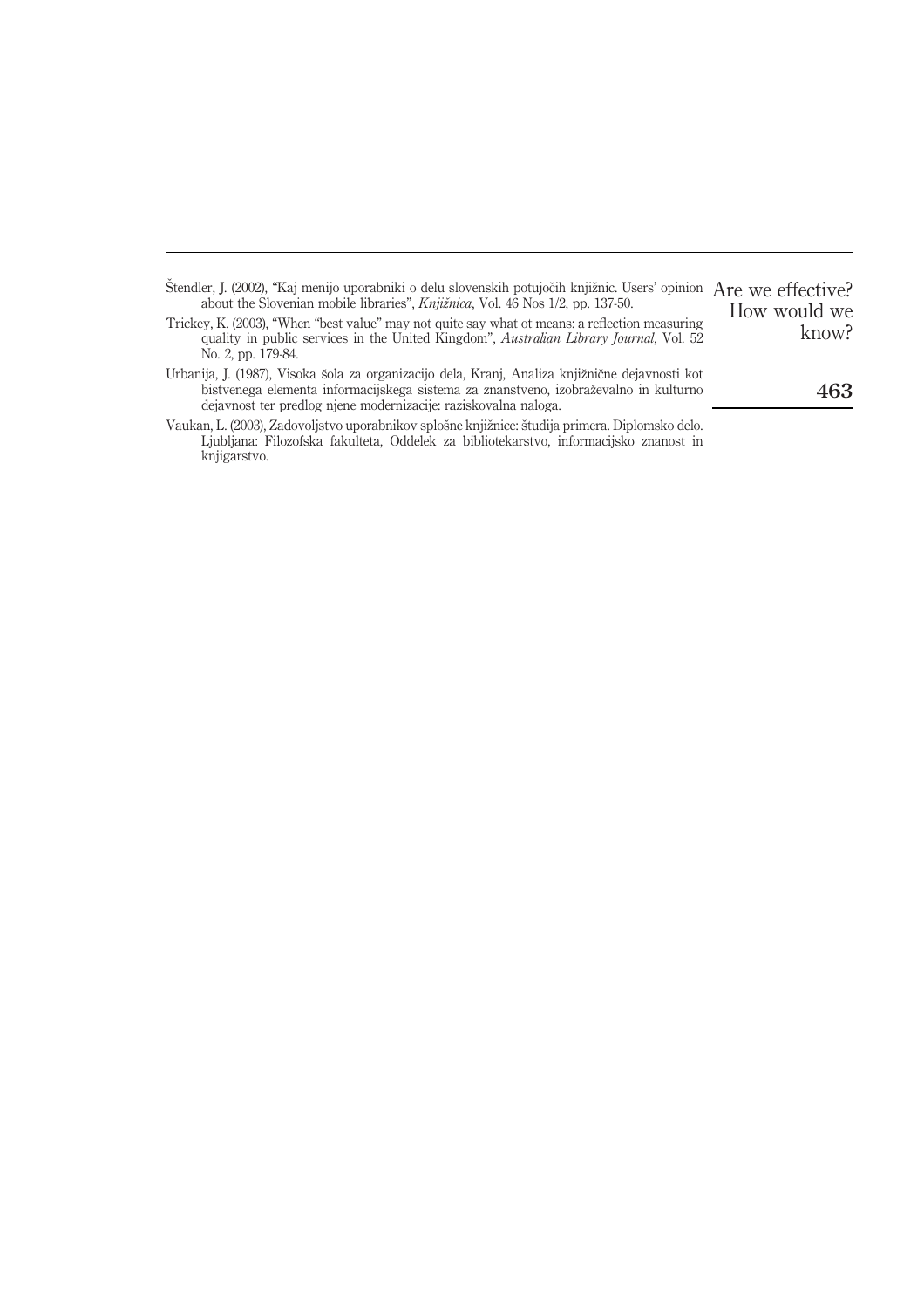Štendler, J. (2002), "Kaj menijo uporabniki o delu slovenskih potujočih knjižnic. Users' opinion about the Slovenian mobile libraries", *Knjižnica*, Vol. 46 Nos 1/2, pp. 137-50.

Trickey, K. (2003), "When "best value" may not quite say what ot means: a reflection measuring quality in public services in the United Kingdom", *Australian Library Journal*, Vol. 52 No. 2, pp. 179-84.

Urbanija, J. (1987), Visoka šola za organizacijo dela, Kranj, Analiza knjižnične dejavnosti kot bistvenega elementa informacijskega sistema za znanstveno, izobraževalno in kulturno dejavnost ter predlog njene modernizacije: raziskovalna naloga.

Vaukan, L. (2003), Zadovoljstvo uporabnikov splošne knjižnice: študija primera. Diplomsko delo. Ljubljana: Filozofska fakulteta, Oddelek za bibliotekarstvo, informacijsko znanost in knjigarstvo.